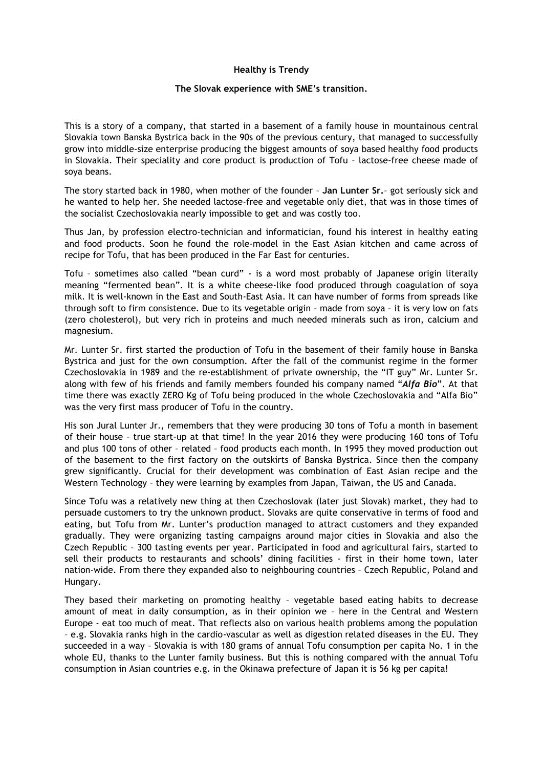**Healthy is Trendy**

**The Slovak experience with SME's transition.**

This is a story of a company, that started in a basement of a family house in mountainous central Slovakia town Banska Bystrica back in the 90s of the previous century, that managed to successfully grow into middle-size enterprise producing the biggest amounts of soya based healthy food products in Slovakia. Their speciality and core product is production of Tofu – lactose-free cheese made of soya beans.

The story started back in 1980, when mother of the founder – **Jan Lunter Sr.**– got seriously sick and he wanted to help her. She needed lactose-free and vegetable only diet, that was in those times of the socialist Czechoslovakia nearly impossible to get and was costly too.

Thus Jan, by profession electro-technician and informatician, found his interest in healthy eating and food products. Soon he found the role-model in the East Asian kitchen and came across of recipe for Tofu, that has been produced in the Far East for centuries.

Tofu – sometimes also called "bean curd" - is a word most probably of Japanese origin literally meaning "fermented bean". It is a white cheese-like food produced through coagulation of soya milk. It is well-known in the East and South-East Asia. It can have number of forms from spreads like through soft to firm consistence. Due to its vegetable origin – made from soya – it is very low on fats (zero cholesterol), but very rich in proteins and much needed minerals such as iron, calcium and magnesium.

Mr. Lunter Sr. first started the production of Tofu in the basement of their family house in Banska Bystrica and just for the own consumption. After the fall of the communist regime in the former Czechoslovakia in 1989 and the re-establishment of private ownership, the "IT guy" Mr. Lunter Sr. along with few of his friends and family members founded his company named "***Alfa Bio***". At that time there was exactly ZERO Kg of Tofu being produced in the whole Czechoslovakia and "Alfa Bio" was the very first mass producer of Tofu in the country.

His son Jural Lunter Jr., remembers that they were producing 30 tons of Tofu a month in basement of their house – true start-up at that time! In the year 2016 they were producing 160 tons of Tofu and plus 100 tons of other – related – food products each month. In 1995 they moved production out of the basement to the first factory on the outskirts of Banska Bystrica. Since then the company grew significantly. Crucial for their development was combination of East Asian recipe and the Western Technology – they were learning by examples from Japan, Taiwan, the US and Canada.

Since Tofu was a relatively new thing at then Czechoslovak (later just Slovak) market, they had to persuade customers to try the unknown product. Slovaks are quite conservative in terms of food and eating, but Tofu from Mr. Lunter's production managed to attract customers and they expanded gradually. They were organizing tasting campaigns around major cities in Slovakia and also the Czech Republic – 300 tasting events per year. Participated in food and agricultural fairs, started to sell their products to restaurants and schools' dining facilities - first in their home town, later nation-wide. From there they expanded also to neighbouring countries – Czech Republic, Poland and Hungary.

They based their marketing on promoting healthy – vegetable based eating habits to decrease amount of meat in daily consumption, as in their opinion we – here in the Central and Western Europe - eat too much of meat. That reflects also on various health problems among the population – e.g. Slovakia ranks high in the cardio-vascular as well as digestion related diseases in the EU. They succeeded in a way – Slovakia is with 180 grams of annual Tofu consumption per capita No. 1 in the whole EU, thanks to the Lunter family business. But this is nothing compared with the annual Tofu consumption in Asian countries e.g. in the Okinawa prefecture of Japan it is 56 kg per capita!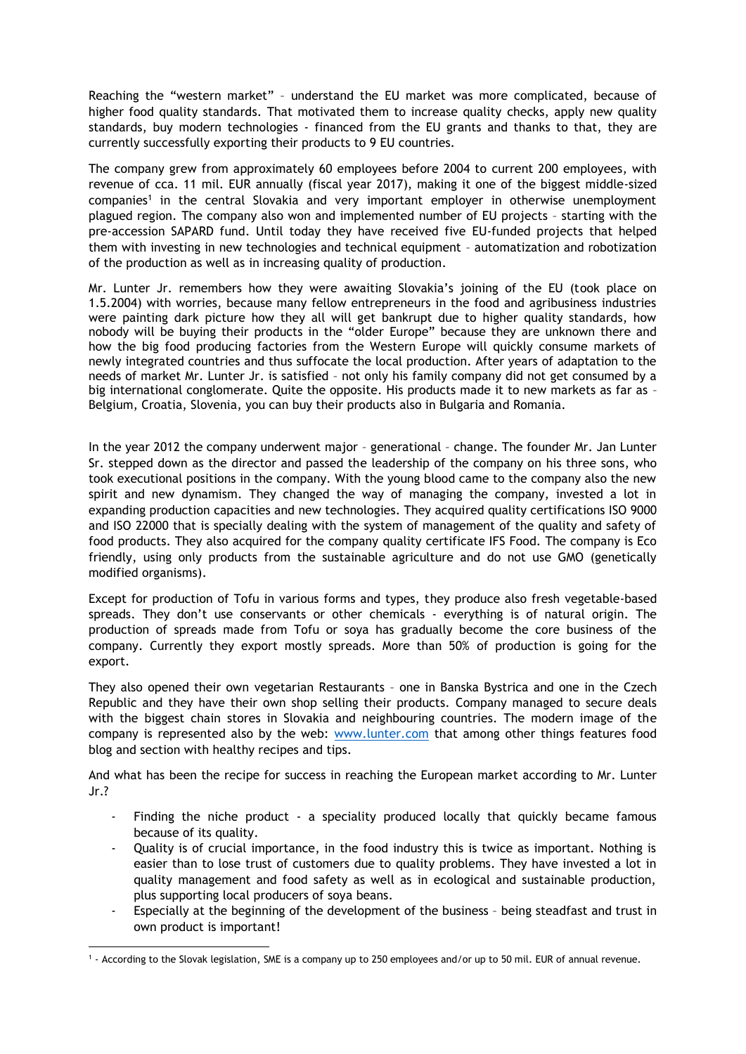Reaching the "western market" – understand the EU market was more complicated, because of higher food quality standards. That motivated them to increase quality checks, apply new quality standards, buy modern technologies - financed from the EU grants and thanks to that, they are currently successfully exporting their products to 9 EU countries.

The company grew from approximately 60 employees before 2004 to current 200 employees, with revenue of cca. 11 mil. EUR annually (fiscal year 2017), making it one of the biggest middle-sized companies[1] in the central Slovakia and very important employer in otherwise unemployment plagued region. The company also won and implemented number of EU projects – starting with the pre-accession SAPARD fund. Until today they have received five EU-funded projects that helped them with investing in new technologies and technical equipment – automatization and robotization of the production as well as in increasing quality of production.

Mr. Lunter Jr. remembers how they were awaiting Slovakia's joining of the EU (took place on 1.5.2004) with worries, because many fellow entrepreneurs in the food and agribusiness industries were painting dark picture how they all will get bankrupt due to higher quality standards, how nobody will be buying their products in the "older Europe" because they are unknown there and how the big food producing factories from the Western Europe will quickly consume markets of newly integrated countries and thus suffocate the local production. After years of adaptation to the needs of market Mr. Lunter Jr. is satisfied – not only his family company did not get consumed by a big international conglomerate. Quite the opposite. His products made it to new markets as far as – Belgium, Croatia, Slovenia, you can buy their products also in Bulgaria and Romania.

In the year 2012 the company underwent major – generational – change. The founder Mr. Jan Lunter Sr. stepped down as the director and passed the leadership of the company on his three sons, who took executional positions in the company. With the young blood came to the company also the new spirit and new dynamism. They changed the way of managing the company, invested a lot in expanding production capacities and new technologies. They acquired quality certifications ISO 9000 and ISO 22000 that is specially dealing with the system of management of the quality and safety of food products. They also acquired for the company quality certificate IFS Food. The company is Eco friendly, using only products from the sustainable agriculture and do not use GMO (genetically modified organisms).

Except for production of Tofu in various forms and types, they produce also fresh vegetable-based spreads. They don't use conservants or other chemicals - everything is of natural origin. The production of spreads made from Tofu or soya has gradually become the core business of the company. Currently they export mostly spreads. More than 50% of production is going for the export.

They also opened their own vegetarian Restaurants – one in Banska Bystrica and one in the Czech Republic and they have their own shop selling their products. Company managed to secure deals with the biggest chain stores in Slovakia and neighbouring countries. The modern image of the company is represented also by the web: www.lunter.com that among other things features food blog and section with healthy recipes and tips.

And what has been the recipe for success in reaching the European market according to Mr. Lunter Jr.?

- Finding the niche product - a speciality produced locally that quickly became famous because of its quality.
- Quality is of crucial importance, in the food industry this is twice as important. Nothing is easier than to lose trust of customers due to quality problems. They have invested a lot in quality management and food safety as well as in ecological and sustainable production, plus supporting local producers of soya beans.
- Especially at the beginning of the development of the business – being steadfast and trust in own product is important!

[1] - According to the Slovak legislation, SME is a company up to 250 employees and/or up to 50 mil. EUR of annual revenue.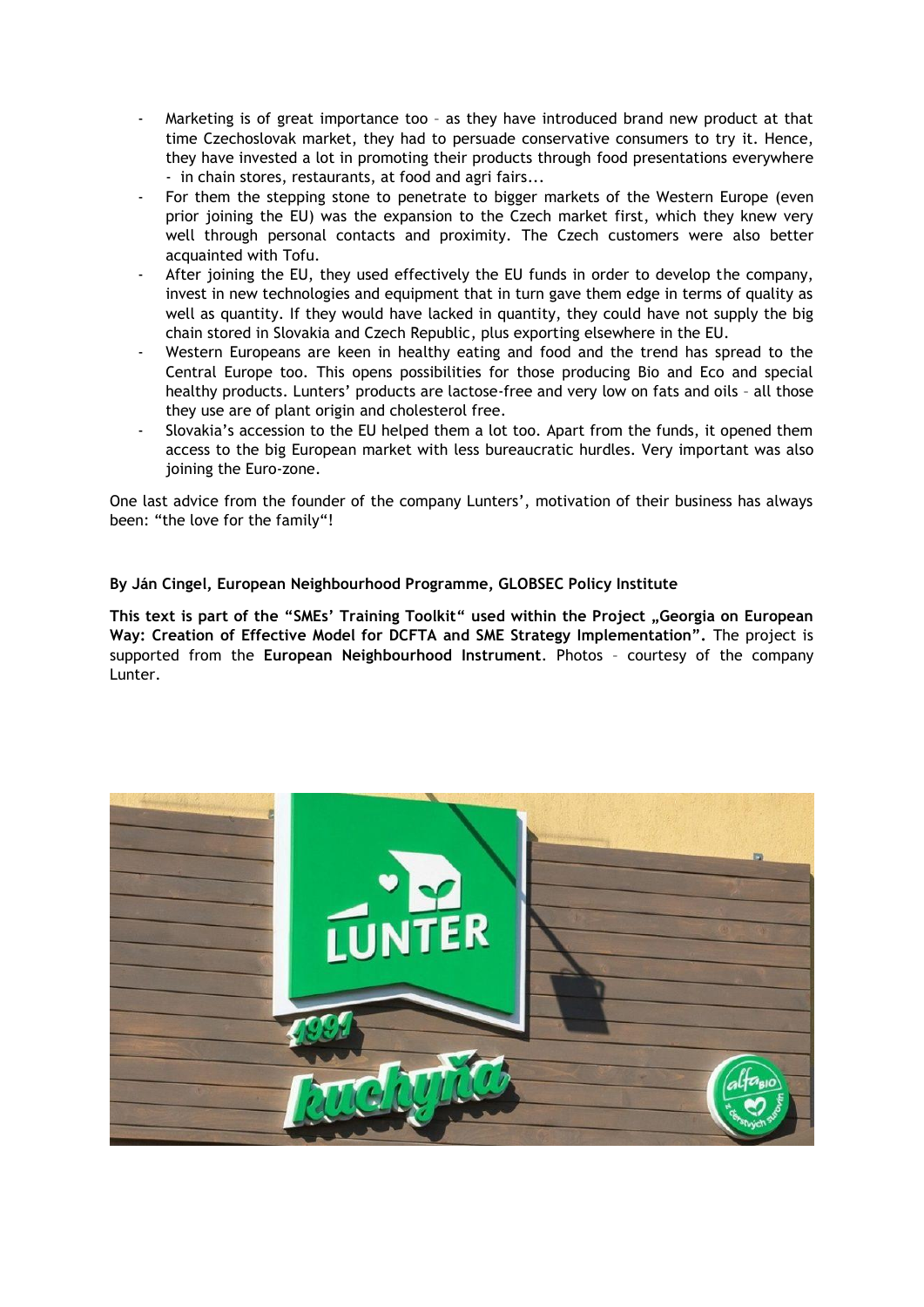- Marketing is of great importance too – as they have introduced brand new product at that time Czechoslovak market, they had to persuade conservative consumers to try it. Hence, they have invested a lot in promoting their products through food presentations everywhere - in chain stores, restaurants, at food and agri fairs...
- For them the stepping stone to penetrate to bigger markets of the Western Europe (even prior joining the EU) was the expansion to the Czech market first, which they knew very well through personal contacts and proximity. The Czech customers were also better acquainted with Tofu.
- After joining the EU, they used effectively the EU funds in order to develop the company, invest in new technologies and equipment that in turn gave them edge in terms of quality as well as quantity. If they would have lacked in quantity, they could have not supply the big chain stored in Slovakia and Czech Republic, plus exporting elsewhere in the EU.
- Western Europeans are keen in healthy eating and food and the trend has spread to the Central Europe too. This opens possibilities for those producing Bio and Eco and special healthy products. Lunters' products are lactose-free and very low on fats and oils – all those they use are of plant origin and cholesterol free.
- Slovakia's accession to the EU helped them a lot too. Apart from the funds, it opened them access to the big European market with less bureaucratic hurdles. Very important was also joining the Euro-zone.

One last advice from the founder of the company Lunters', motivation of their business has always been: "the love for the family"!

**By Ján Cingel, European Neighbourhood Programme, GLOBSEC Policy Institute**

**This text is part of the "SMEs' Training Toolkit" used within the Project „Georgia on European Way: Creation of Effective Model for DCFTA and SME Strategy Implementation".** The project is supported from the **European Neighbourhood Instrument**. Photos – courtesy of the company Lunter.